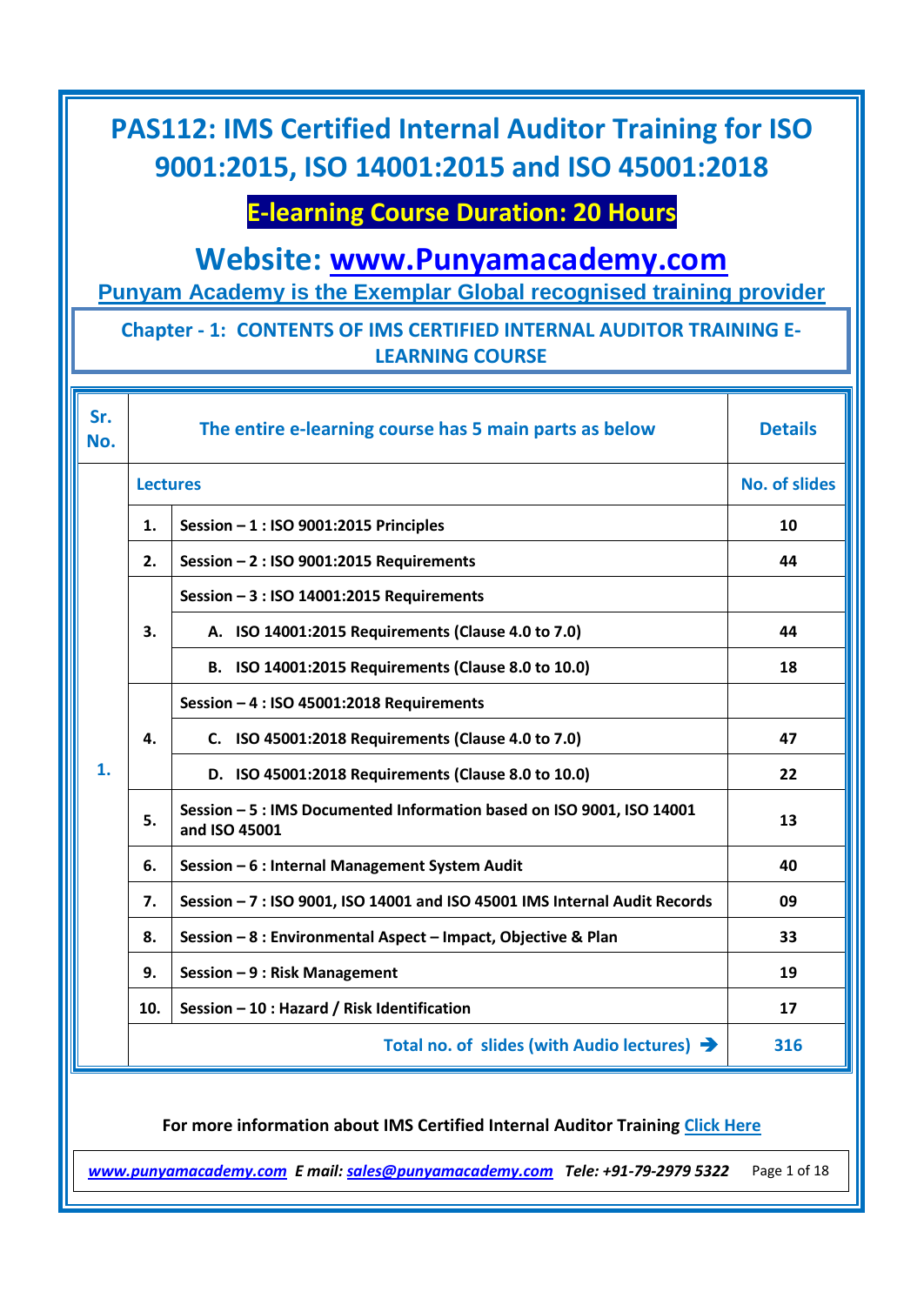# PAS112: IMS Certified Internal Auditor Training for ISO 9001:2015, ISO 14001:2015 and ISO 45001:2018

**E-learning Course Duration: 20 Hours**

## Website: [www.Punyamacademy.com](http://www.Punyamacademy.com)

**Punyam Academy is the Exemplar Global recognised training provider**

### Chapter - 1: CONTENTS OF IMS CERTIFIED INTERNAL AUDITOR TRAINING E-LEARNING COURSE

| Sr. No. | The entire e-learning course has 5 main parts as below | | Details |
|---|---|---|---|
| 1. | **Lectures** | | **No. of slides** |
| | 1. | Session – 1 : ISO 9001:2015 Principles | 10 |
| | 2. | Session – 2 : ISO 9001:2015 Requirements | 44 |
| | 3. | Session – 3 : ISO 14001:2015 Requirements | |
| | | A. ISO 14001:2015 Requirements (Clause 4.0 to 7.0) | 44 |
| | | B. ISO 14001:2015 Requirements (Clause 8.0 to 10.0) | 18 |
| | 4. | Session – 4 : ISO 45001:2018 Requirements | |
| | | C. ISO 45001:2018 Requirements (Clause 4.0 to 7.0) | 47 |
| | | D. ISO 45001:2018 Requirements (Clause 8.0 to 10.0) | 22 |
| | 5. | Session – 5 : IMS Documented Information based on ISO 9001, ISO 14001 and ISO 45001 | 13 |
| | 6. | Session – 6 : Internal Management System Audit | 40 |
| | 7. | Session – 7 : ISO 9001, ISO 14001 and ISO 45001 IMS Internal Audit Records | 09 |
| | 8. | Session – 8 : Environmental Aspect – Impact, Objective & Plan | 33 |
| | 9. | Session – 9 : Risk Management | 19 |
| | 10. | Session – 10 : Hazard / Risk Identification | 17 |
| | | **Total no. of slides (with Audio lectures) ➔** | **316** |

**For more information about IMS Certified Internal Auditor Training** [Click Here]

*www.punyamacademy.com* *E mail: sales@punyamacademy.com* *Tele: +91-79-2979 5322*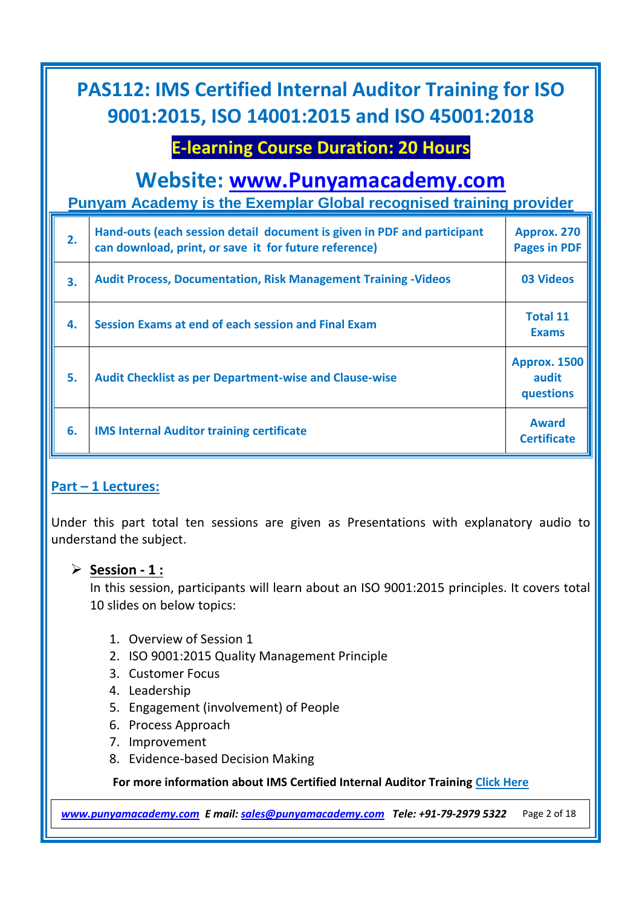# PAS112: IMS Certified Internal Auditor Training for ISO 9001:2015, ISO 14001:2015 and ISO 45001:2018

## E-learning Course Duration: 20 Hours

## Website: www.Punyamacademy.com

**Punyam Academy is the Exemplar Global recognised training provider**

| | | |
|---|---|---|
| 2. | Hand-outs (each session detail document is given in PDF and participant can download, print, or save it for future reference) | Approx. 270 Pages in PDF |
| 3. | Audit Process, Documentation, Risk Management Training -Videos | 03 Videos |
| 4. | Session Exams at end of each session and Final Exam | Total 11 Exams |
| 5. | Audit Checklist as per Department-wise and Clause-wise | Approx. 1500 audit questions |
| 6. | IMS Internal Auditor training certificate | Award Certificate |

### Part – 1 Lectures:

Under this part total ten sessions are given as Presentations with explanatory audio to understand the subject.

- **Session - 1 :**
  In this session, participants will learn about an ISO 9001:2015 principles. It covers total 10 slides on below topics:

  1. Overview of Session 1
  2. ISO 9001:2015 Quality Management Principle
  3. Customer Focus
  4. Leadership
  5. Engagement (involvement) of People
  6. Process Approach
  7. Improvement
  8. Evidence-based Decision Making

**For more information about IMS Certified Internal Auditor Training Click Here**

*www.punyamacademy.com E mail: sales@punyamacademy.com Tele: +91-79-2979 5322*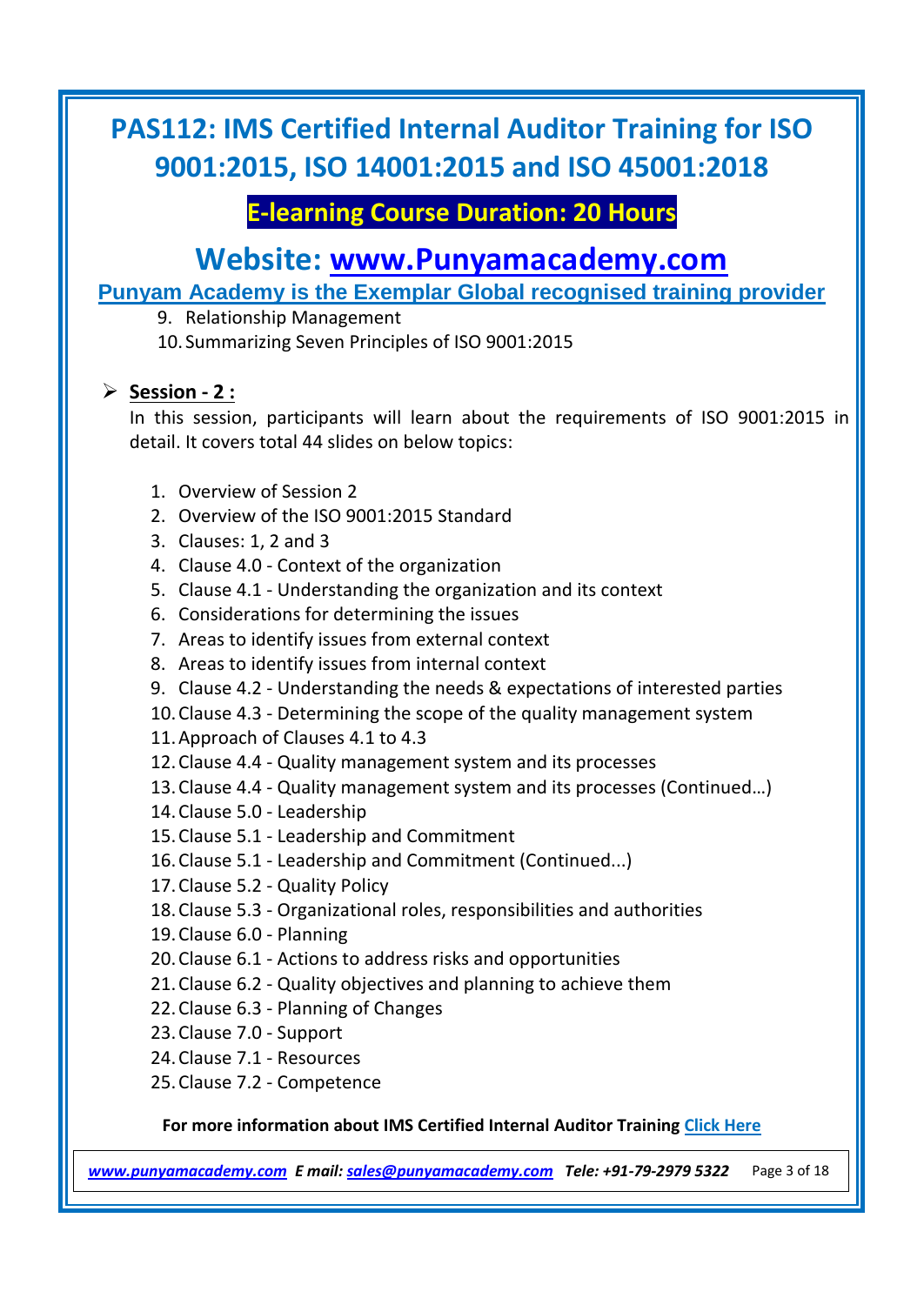9. Relationship Management
10. Summarizing Seven Principles of ISO 9001:2015

- **Session - 2 :**

  In this session, participants will learn about the requirements of ISO 9001:2015 in detail. It covers total 44 slides on below topics:

  1. Overview of Session 2
  2. Overview of the ISO 9001:2015 Standard
  3. Clauses: 1, 2 and 3
  4. Clause 4.0 - Context of the organization
  5. Clause 4.1 - Understanding the organization and its context
  6. Considerations for determining the issues
  7. Areas to identify issues from external context
  8. Areas to identify issues from internal context
  9. Clause 4.2 - Understanding the needs & expectations of interested parties
  10. Clause 4.3 - Determining the scope of the quality management system
  11. Approach of Clauses 4.1 to 4.3
  12. Clause 4.4 - Quality management system and its processes
  13. Clause 4.4 - Quality management system and its processes (Continued…)
  14. Clause 5.0 - Leadership
  15. Clause 5.1 - Leadership and Commitment
  16. Clause 5.1 - Leadership and Commitment (Continued...)
  17. Clause 5.2 - Quality Policy
  18. Clause 5.3 - Organizational roles, responsibilities and authorities
  19. Clause 6.0 - Planning
  20. Clause 6.1 - Actions to address risks and opportunities
  21. Clause 6.2 - Quality objectives and planning to achieve them
  22. Clause 6.3 - Planning of Changes
  23. Clause 7.0 - Support
  24. Clause 7.1 - Resources
  25. Clause 7.2 - Competence

**For more information about IMS Certified Internal Auditor Training Click Here**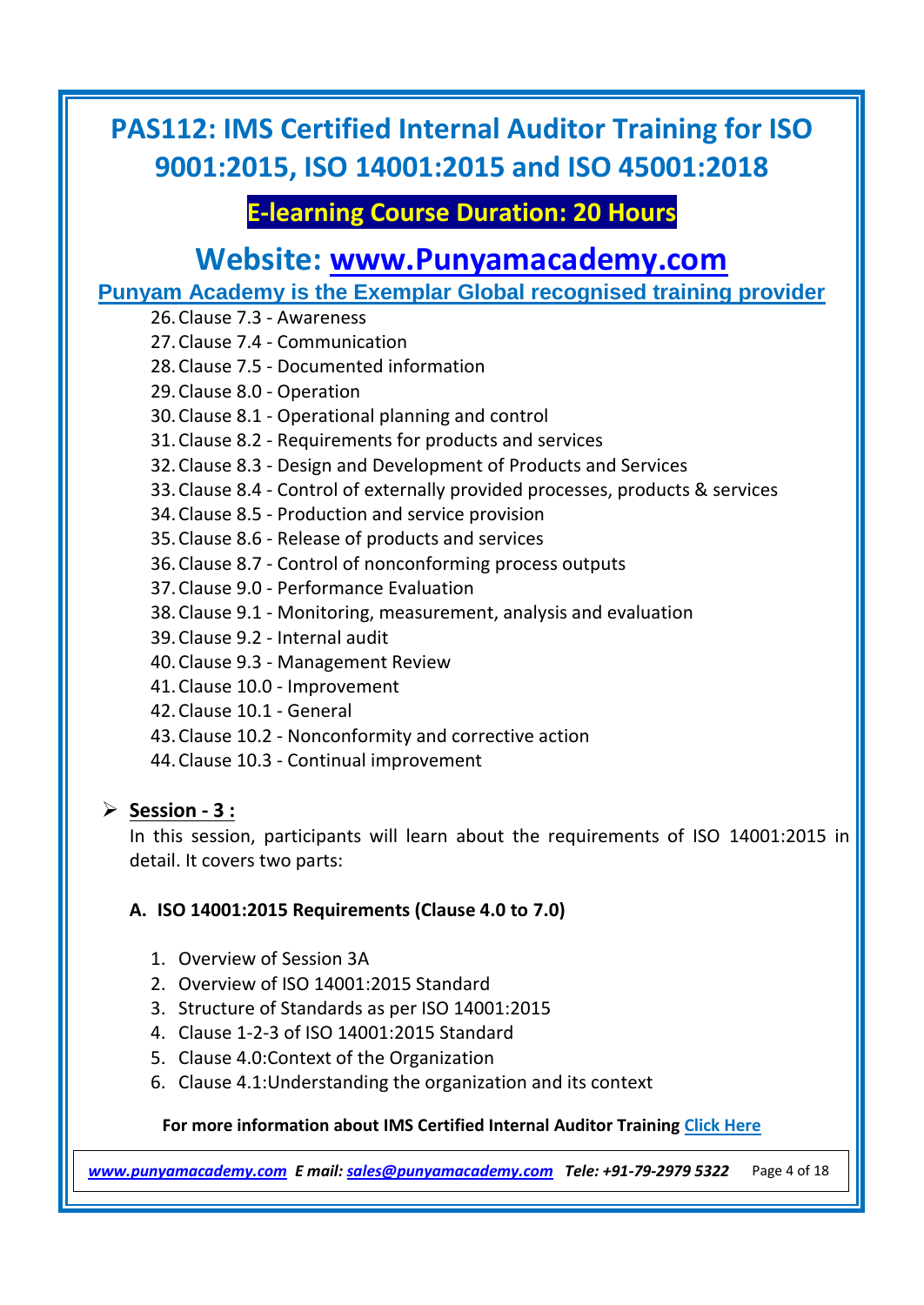26. Clause 7.3 - Awareness
27. Clause 7.4 - Communication
28. Clause 7.5 - Documented information
29. Clause 8.0 - Operation
30. Clause 8.1 - Operational planning and control
31. Clause 8.2 - Requirements for products and services
32. Clause 8.3 - Design and Development of Products and Services
33. Clause 8.4 - Control of externally provided processes, products & services
34. Clause 8.5 - Production and service provision
35. Clause 8.6 - Release of products and services
36. Clause 8.7 - Control of nonconforming process outputs
37. Clause 9.0 - Performance Evaluation
38. Clause 9.1 - Monitoring, measurement, analysis and evaluation
39. Clause 9.2 - Internal audit
40. Clause 9.3 - Management Review
41. Clause 10.0 - Improvement
42. Clause 10.1 - General
43. Clause 10.2 - Nonconformity and corrective action
44. Clause 10.3 - Continual improvement

- **Session - 3 :**

  In this session, participants will learn about the requirements of ISO 14001:2015 in detail. It covers two parts:

  **A. ISO 14001:2015 Requirements (Clause 4.0 to 7.0)**

  1. Overview of Session 3A
  2. Overview of ISO 14001:2015 Standard
  3. Structure of Standards as per ISO 14001:2015
  4. Clause 1-2-3 of ISO 14001:2015 Standard
  5. Clause 4.0:Context of the Organization
  6. Clause 4.1:Understanding the organization and its context

**For more information about IMS Certified Internal Auditor Training Click Here**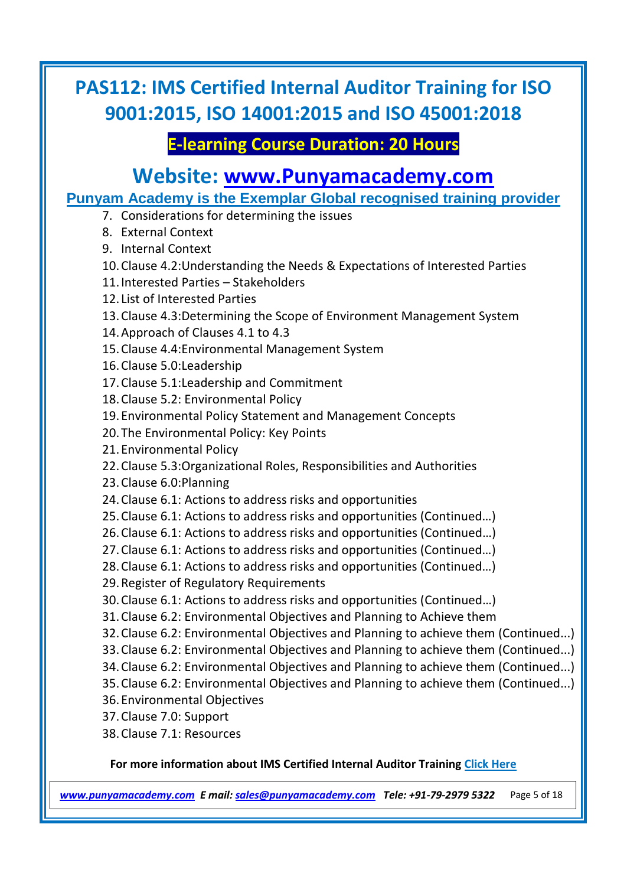# PAS112: IMS Certified Internal Auditor Training for ISO 9001:2015, ISO 14001:2015 and ISO 45001:2018

## E-learning Course Duration: 20 Hours

## Website: [www.Punyamacademy.com](http://www.Punyamacademy.com)

**Punyam Academy is the Exemplar Global recognised training provider**

7. Considerations for determining the issues
8. External Context
9. Internal Context
10. Clause 4.2:Understanding the Needs & Expectations of Interested Parties
11. Interested Parties – Stakeholders
12. List of Interested Parties
13. Clause 4.3:Determining the Scope of Environment Management System
14. Approach of Clauses 4.1 to 4.3
15. Clause 4.4:Environmental Management System
16. Clause 5.0:Leadership
17. Clause 5.1:Leadership and Commitment
18. Clause 5.2: Environmental Policy
19. Environmental Policy Statement and Management Concepts
20. The Environmental Policy: Key Points
21. Environmental Policy
22. Clause 5.3:Organizational Roles, Responsibilities and Authorities
23. Clause 6.0:Planning
24. Clause 6.1: Actions to address risks and opportunities
25. Clause 6.1: Actions to address risks and opportunities (Continued…)
26. Clause 6.1: Actions to address risks and opportunities (Continued…)
27. Clause 6.1: Actions to address risks and opportunities (Continued…)
28. Clause 6.1: Actions to address risks and opportunities (Continued…)
29. Register of Regulatory Requirements
30. Clause 6.1: Actions to address risks and opportunities (Continued…)
31. Clause 6.2: Environmental Objectives and Planning to Achieve them
32. Clause 6.2: Environmental Objectives and Planning to achieve them (Continued...)
33. Clause 6.2: Environmental Objectives and Planning to achieve them (Continued...)
34. Clause 6.2: Environmental Objectives and Planning to achieve them (Continued...)
35. Clause 6.2: Environmental Objectives and Planning to achieve them (Continued...)
36. Environmental Objectives
37. Clause 7.0: Support
38. Clause 7.1: Resources

**For more information about IMS Certified Internal Auditor Training Click Here**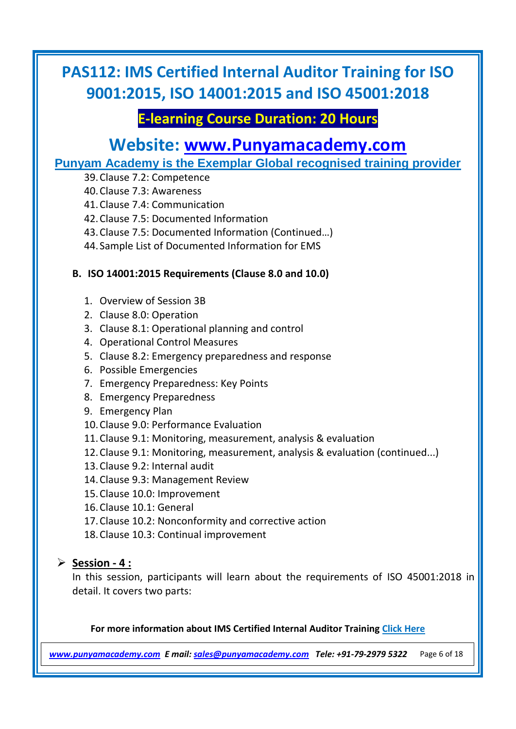39. Clause 7.2: Competence
40. Clause 7.3: Awareness
41. Clause 7.4: Communication
42. Clause 7.5: Documented Information
43. Clause 7.5: Documented Information (Continued…)
44. Sample List of Documented Information for EMS

**B. ISO 14001:2015 Requirements (Clause 8.0 and 10.0)**

1. Overview of Session 3B
2. Clause 8.0: Operation
3. Clause 8.1: Operational planning and control
4. Operational Control Measures
5. Clause 8.2: Emergency preparedness and response
6. Possible Emergencies
7. Emergency Preparedness: Key Points
8. Emergency Preparedness
9. Emergency Plan
10. Clause 9.0: Performance Evaluation
11. Clause 9.1: Monitoring, measurement, analysis & evaluation
12. Clause 9.1: Monitoring, measurement, analysis & evaluation (continued...)
13. Clause 9.2: Internal audit
14. Clause 9.3: Management Review
15. Clause 10.0: Improvement
16. Clause 10.1: General
17. Clause 10.2: Nonconformity and corrective action
18. Clause 10.3: Continual improvement

- **Session - 4 :**

  In this session, participants will learn about the requirements of ISO 45001:2018 in detail. It covers two parts:

**For more information about IMS Certified Internal Auditor Training Click Here**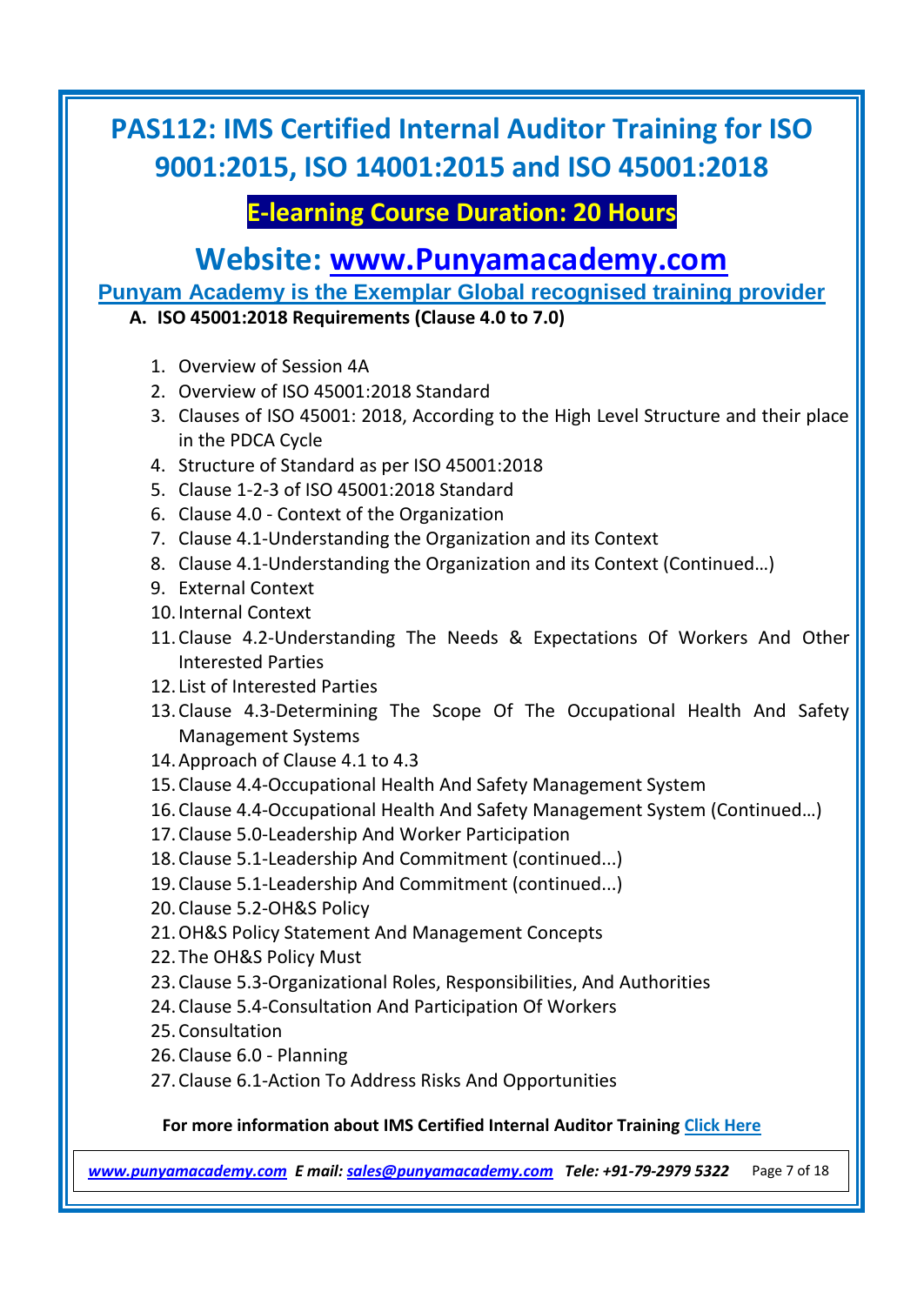# PAS112: IMS Certified Internal Auditor Training for ISO 9001:2015, ISO 14001:2015 and ISO 45001:2018

## E-learning Course Duration: 20 Hours

## Website: [www.Punyamacademy.com](http://www.Punyamacademy.com)

**Punyam Academy is the Exemplar Global recognised training provider**

**A. ISO 45001:2018 Requirements (Clause 4.0 to 7.0)**

1. Overview of Session 4A
2. Overview of ISO 45001:2018 Standard
3. Clauses of ISO 45001: 2018, According to the High Level Structure and their place in the PDCA Cycle
4. Structure of Standard as per ISO 45001:2018
5. Clause 1-2-3 of ISO 45001:2018 Standard
6. Clause 4.0 - Context of the Organization
7. Clause 4.1-Understanding the Organization and its Context
8. Clause 4.1-Understanding the Organization and its Context (Continued…)
9. External Context
10. Internal Context
11. Clause 4.2-Understanding The Needs & Expectations Of Workers And Other Interested Parties
12. List of Interested Parties
13. Clause 4.3-Determining The Scope Of The Occupational Health And Safety Management Systems
14. Approach of Clause 4.1 to 4.3
15. Clause 4.4-Occupational Health And Safety Management System
16. Clause 4.4-Occupational Health And Safety Management System (Continued…)
17. Clause 5.0-Leadership And Worker Participation
18. Clause 5.1-Leadership And Commitment (continued...)
19. Clause 5.1-Leadership And Commitment (continued...)
20. Clause 5.2-OH&S Policy
21. OH&S Policy Statement And Management Concepts
22. The OH&S Policy Must
23. Clause 5.3-Organizational Roles, Responsibilities, And Authorities
24. Clause 5.4-Consultation And Participation Of Workers
25. Consultation
26. Clause 6.0 - Planning
27. Clause 6.1-Action To Address Risks And Opportunities

**For more information about IMS Certified Internal Auditor Training Click Here**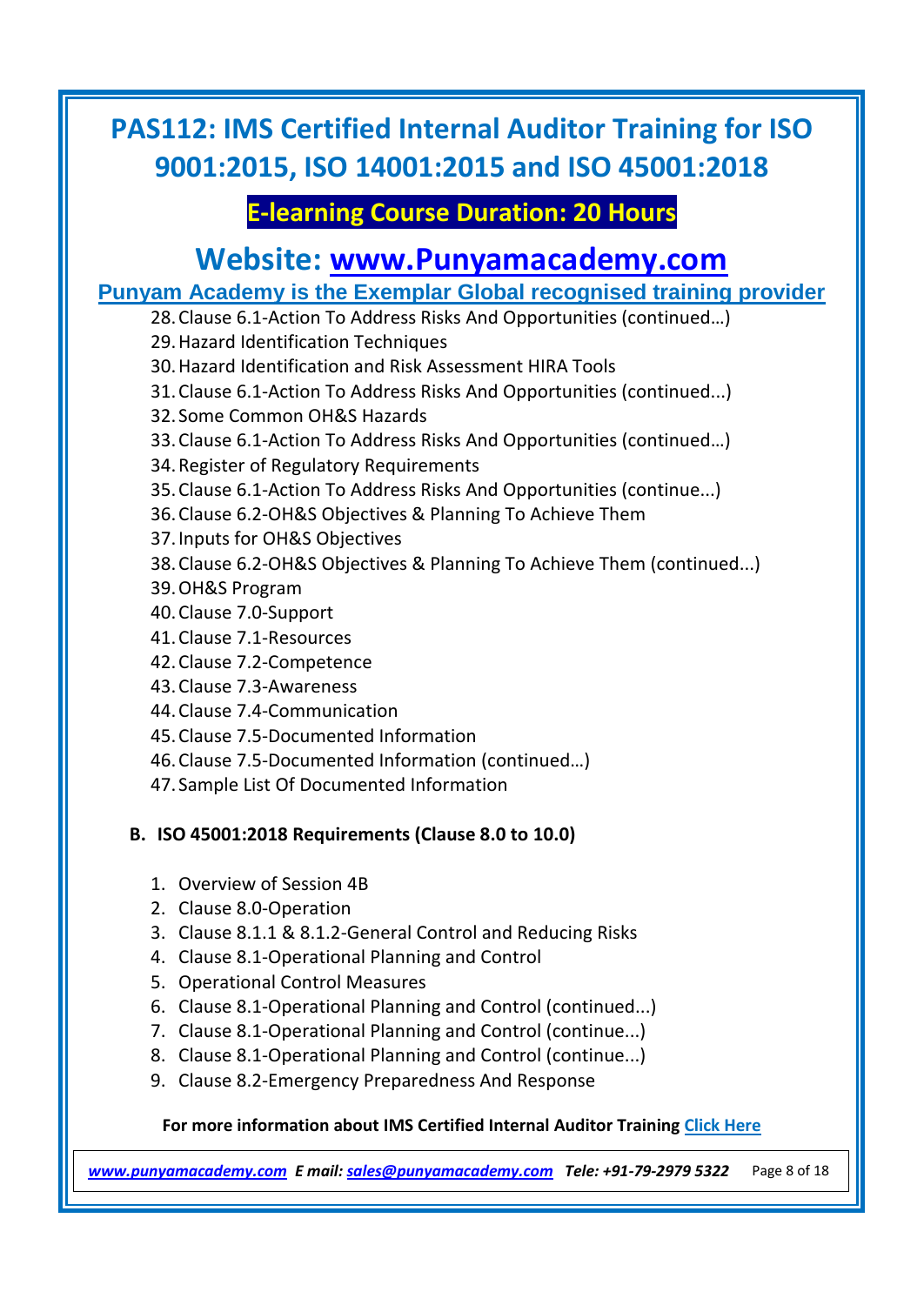28. Clause 6.1-Action To Address Risks And Opportunities (continued…)
29. Hazard Identification Techniques
30. Hazard Identification and Risk Assessment HIRA Tools
31. Clause 6.1-Action To Address Risks And Opportunities (continued...)
32. Some Common OH&S Hazards
33. Clause 6.1-Action To Address Risks And Opportunities (continued…)
34. Register of Regulatory Requirements
35. Clause 6.1-Action To Address Risks And Opportunities (continue...)
36. Clause 6.2-OH&S Objectives & Planning To Achieve Them
37. Inputs for OH&S Objectives
38. Clause 6.2-OH&S Objectives & Planning To Achieve Them (continued...)
39. OH&S Program
40. Clause 7.0-Support
41. Clause 7.1-Resources
42. Clause 7.2-Competence
43. Clause 7.3-Awareness
44. Clause 7.4-Communication
45. Clause 7.5-Documented Information
46. Clause 7.5-Documented Information (continued…)
47. Sample List Of Documented Information

**B. ISO 45001:2018 Requirements (Clause 8.0 to 10.0)**

1. Overview of Session 4B
2. Clause 8.0-Operation
3. Clause 8.1.1 & 8.1.2-General Control and Reducing Risks
4. Clause 8.1-Operational Planning and Control
5. Operational Control Measures
6. Clause 8.1-Operational Planning and Control (continued...)
7. Clause 8.1-Operational Planning and Control (continue...)
8. Clause 8.1-Operational Planning and Control (continue...)
9. Clause 8.2-Emergency Preparedness And Response

**For more information about IMS Certified Internal Auditor Training [Click Here](#)**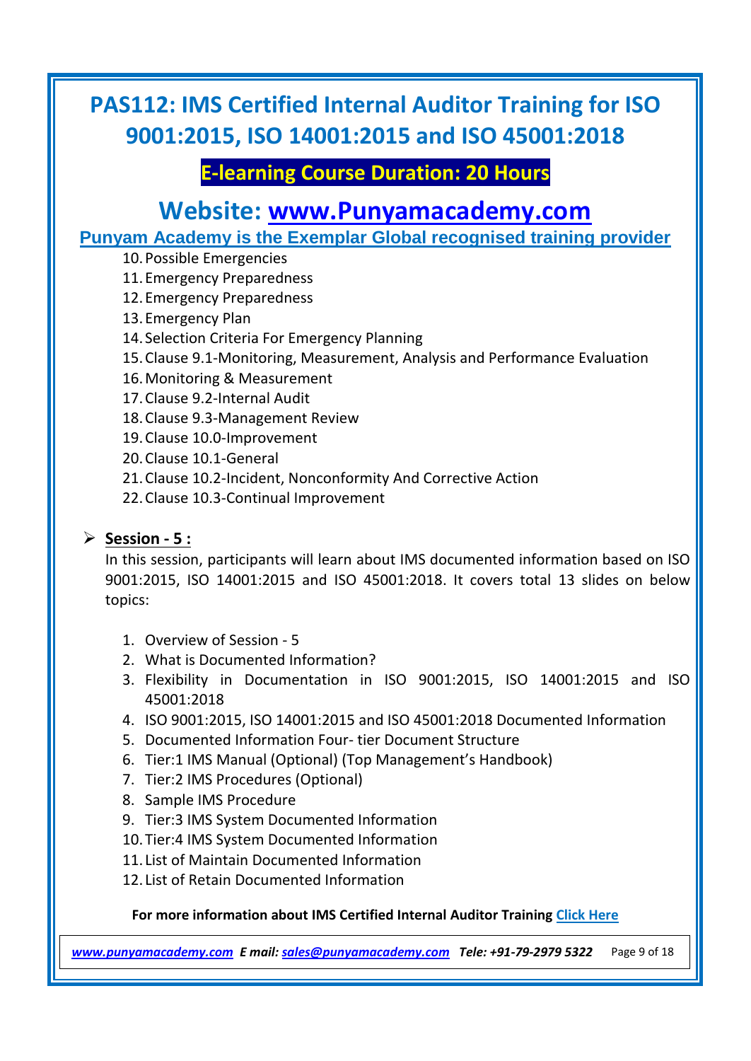10. Possible Emergencies
11. Emergency Preparedness
12. Emergency Preparedness
13. Emergency Plan
14. Selection Criteria For Emergency Planning
15. Clause 9.1-Monitoring, Measurement, Analysis and Performance Evaluation
16. Monitoring & Measurement
17. Clause 9.2-Internal Audit
18. Clause 9.3-Management Review
19. Clause 10.0-Improvement
20. Clause 10.1-General
21. Clause 10.2-Incident, Nonconformity And Corrective Action
22. Clause 10.3-Continual Improvement

- **Session - 5 :**

  In this session, participants will learn about IMS documented information based on ISO 9001:2015, ISO 14001:2015 and ISO 45001:2018. It covers total 13 slides on below topics:

  1. Overview of Session - 5
  2. What is Documented Information?
  3. Flexibility in Documentation in ISO 9001:2015, ISO 14001:2015 and ISO 45001:2018
  4. ISO 9001:2015, ISO 14001:2015 and ISO 45001:2018 Documented Information
  5. Documented Information Four- tier Document Structure
  6. Tier:1 IMS Manual (Optional) (Top Management's Handbook)
  7. Tier:2 IMS Procedures (Optional)
  8. Sample IMS Procedure
  9. Tier:3 IMS System Documented Information
  10. Tier:4 IMS System Documented Information
  11. List of Maintain Documented Information
  12. List of Retain Documented Information

**For more information about IMS Certified Internal Auditor Training Click Here**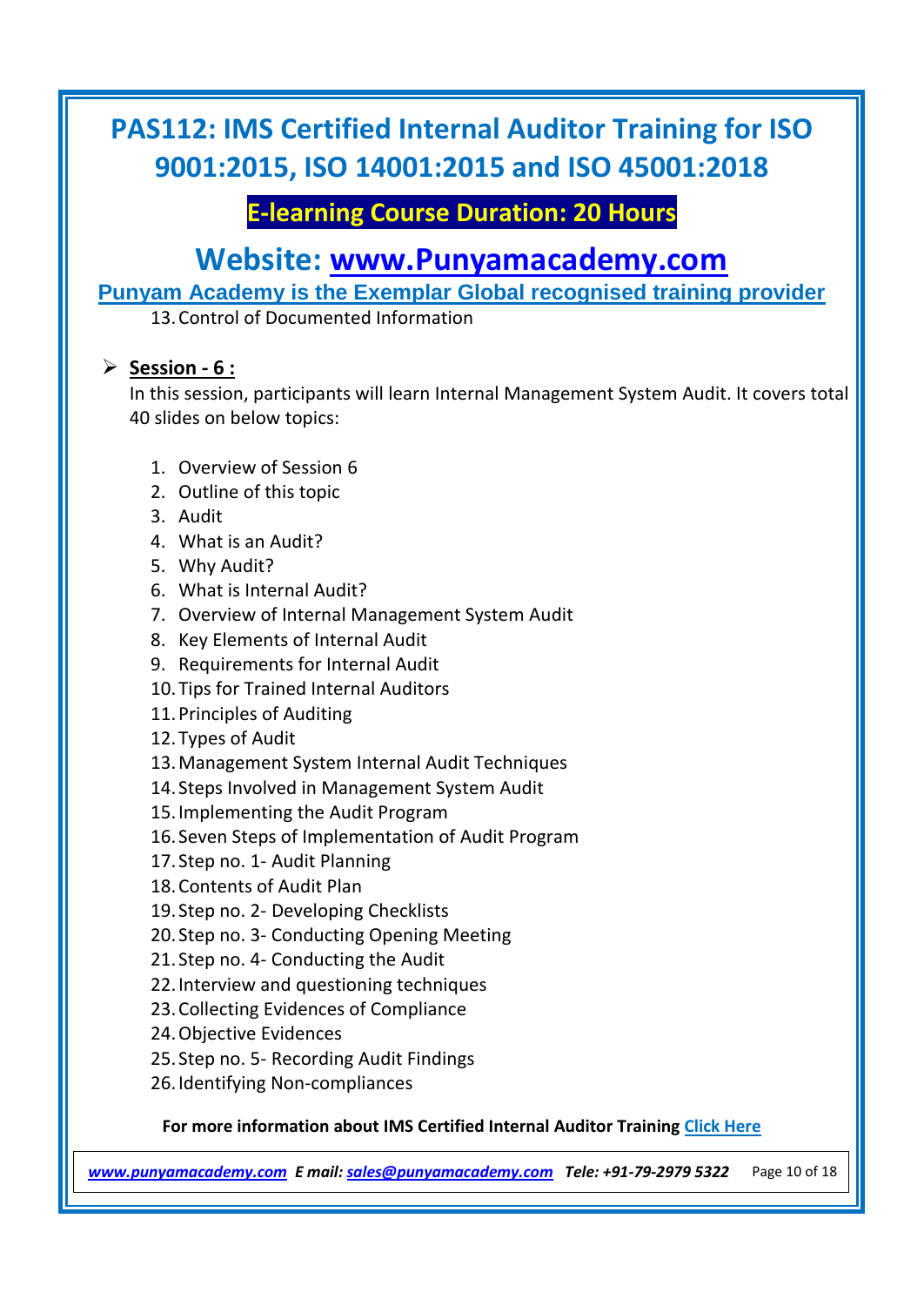13. Control of Documented Information

- **Session - 6 :**

  In this session, participants will learn Internal Management System Audit. It covers total 40 slides on below topics:

  1. Overview of Session 6
  2. Outline of this topic
  3. Audit
  4. What is an Audit?
  5. Why Audit?
  6. What is Internal Audit?
  7. Overview of Internal Management System Audit
  8. Key Elements of Internal Audit
  9. Requirements for Internal Audit
  10. Tips for Trained Internal Auditors
  11. Principles of Auditing
  12. Types of Audit
  13. Management System Internal Audit Techniques
  14. Steps Involved in Management System Audit
  15. Implementing the Audit Program
  16. Seven Steps of Implementation of Audit Program
  17. Step no. 1- Audit Planning
  18. Contents of Audit Plan
  19. Step no. 2- Developing Checklists
  20. Step no. 3- Conducting Opening Meeting
  21. Step no. 4- Conducting the Audit
  22. Interview and questioning techniques
  23. Collecting Evidences of Compliance
  24. Objective Evidences
  25. Step no. 5- Recording Audit Findings
  26. Identifying Non-compliances

**For more information about IMS Certified Internal Auditor Training Click Here**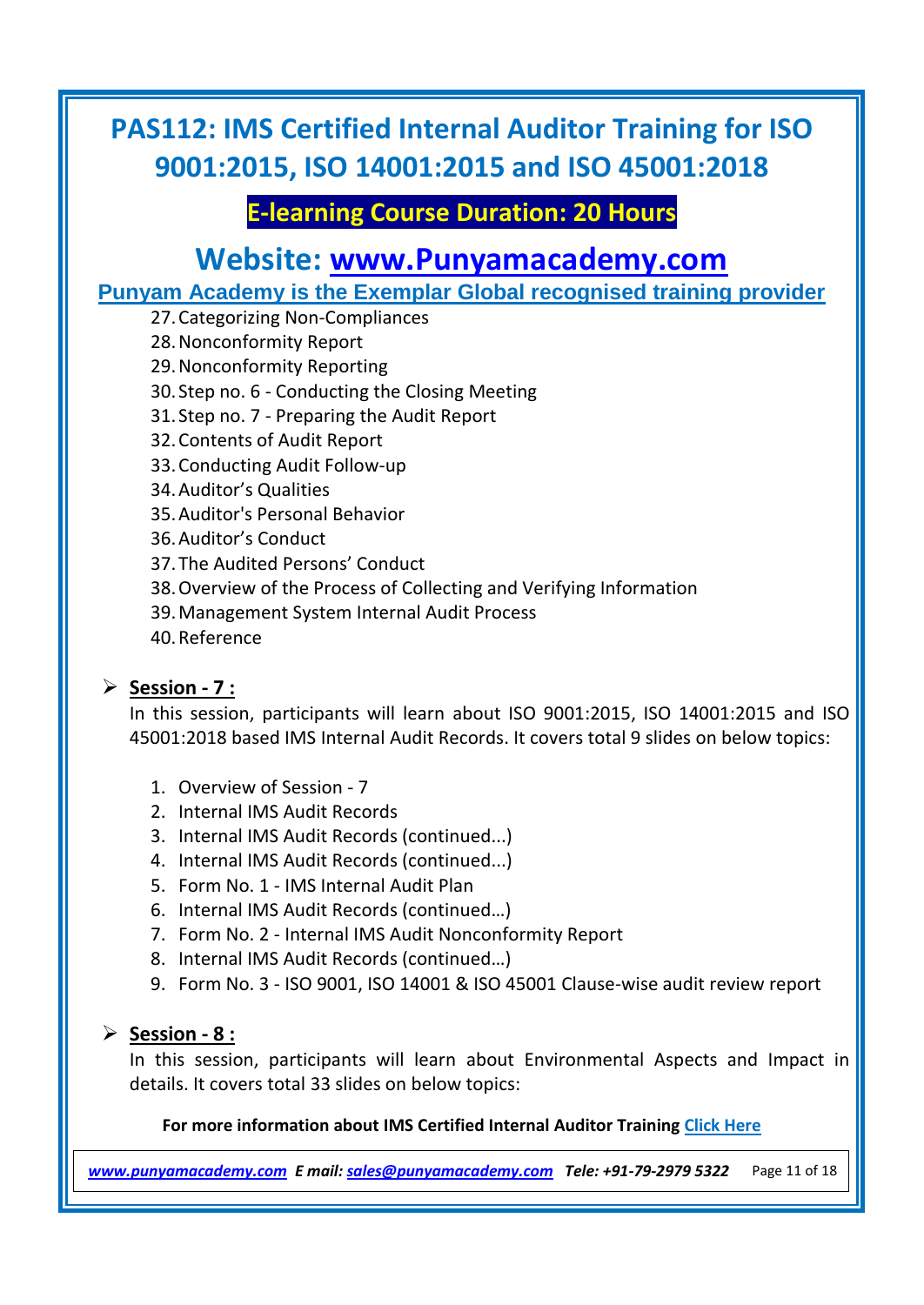# PAS112: IMS Certified Internal Auditor Training for ISO 9001:2015, ISO 14001:2015 and ISO 45001:2018

## E-learning Course Duration: 20 Hours

## Website: [www.Punyamacademy.com](http://www.Punyamacademy.com)

**Punyam Academy is the Exemplar Global recognised training provider**

27. Categorizing Non-Compliances
28. Nonconformity Report
29. Nonconformity Reporting
30. Step no. 6 - Conducting the Closing Meeting
31. Step no. 7 - Preparing the Audit Report
32. Contents of Audit Report
33. Conducting Audit Follow-up
34. Auditor's Qualities
35. Auditor's Personal Behavior
36. Auditor's Conduct
37. The Audited Persons' Conduct
38. Overview of the Process of Collecting and Verifying Information
39. Management System Internal Audit Process
40. Reference

- **Session - 7 :**

  In this session, participants will learn about ISO 9001:2015, ISO 14001:2015 and ISO 45001:2018 based IMS Internal Audit Records. It covers total 9 slides on below topics:

  1. Overview of Session - 7
  2. Internal IMS Audit Records
  3. Internal IMS Audit Records (continued...)
  4. Internal IMS Audit Records (continued...)
  5. Form No. 1 - IMS Internal Audit Plan
  6. Internal IMS Audit Records (continued…)
  7. Form No. 2 - Internal IMS Audit Nonconformity Report
  8. Internal IMS Audit Records (continued…)
  9. Form No. 3 - ISO 9001, ISO 14001 & ISO 45001 Clause-wise audit review report

- **Session - 8 :**

  In this session, participants will learn about Environmental Aspects and Impact in details. It covers total 33 slides on below topics:

**For more information about IMS Certified Internal Auditor Training Click Here**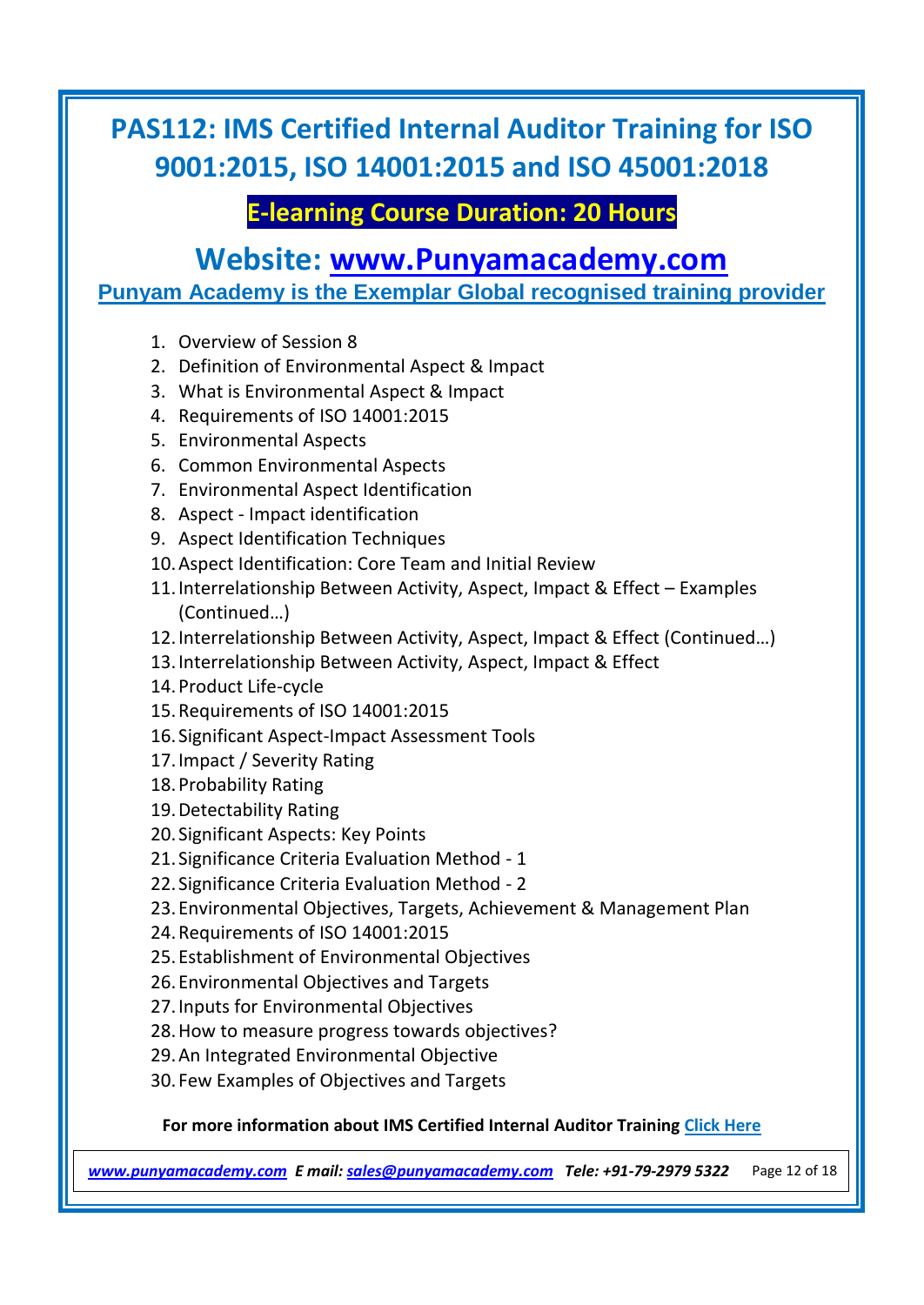# PAS112: IMS Certified Internal Auditor Training for ISO 9001:2015, ISO 14001:2015 and ISO 45001:2018

## E-learning Course Duration: 20 Hours

## Website: [www.Punyamacademy.com](http://www.Punyamacademy.com)

**Punyam Academy is the Exemplar Global recognised training provider**

1. Overview of Session 8
2. Definition of Environmental Aspect & Impact
3. What is Environmental Aspect & Impact
4. Requirements of ISO 14001:2015
5. Environmental Aspects
6. Common Environmental Aspects
7. Environmental Aspect Identification
8. Aspect - Impact identification
9. Aspect Identification Techniques
10. Aspect Identification: Core Team and Initial Review
11. Interrelationship Between Activity, Aspect, Impact & Effect – Examples (Continued…)
12. Interrelationship Between Activity, Aspect, Impact & Effect (Continued…)
13. Interrelationship Between Activity, Aspect, Impact & Effect
14. Product Life-cycle
15. Requirements of ISO 14001:2015
16. Significant Aspect-Impact Assessment Tools
17. Impact / Severity Rating
18. Probability Rating
19. Detectability Rating
20. Significant Aspects: Key Points
21. Significance Criteria Evaluation Method - 1
22. Significance Criteria Evaluation Method - 2
23. Environmental Objectives, Targets, Achievement & Management Plan
24. Requirements of ISO 14001:2015
25. Establishment of Environmental Objectives
26. Environmental Objectives and Targets
27. Inputs for Environmental Objectives
28. How to measure progress towards objectives?
29. An Integrated Environmental Objective
30. Few Examples of Objectives and Targets

**For more information about IMS Certified Internal Auditor Training Click Here**

*www.punyamacademy.com* *E mail: sales@punyamacademy.com* *Tele: +91-79-2979 5322*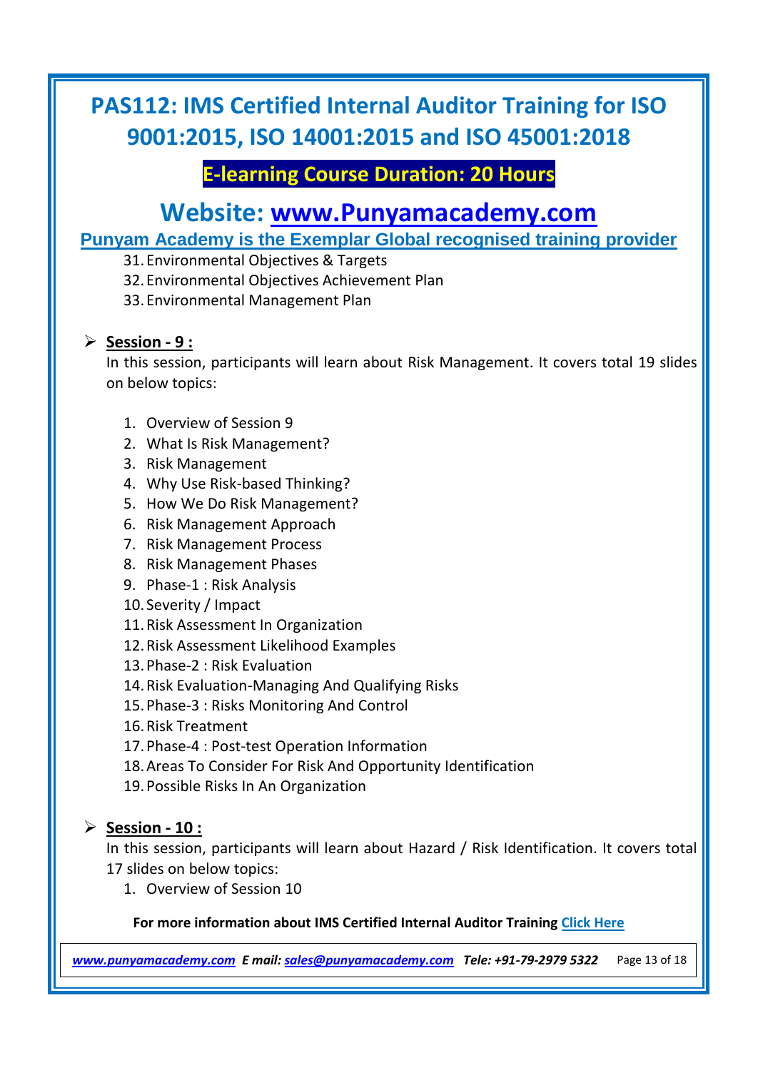31. Environmental Objectives & Targets
32. Environmental Objectives Achievement Plan
33. Environmental Management Plan

- **Session - 9 :**

  In this session, participants will learn about Risk Management. It covers total 19 slides on below topics:

  1. Overview of Session 9
  2. What Is Risk Management?
  3. Risk Management
  4. Why Use Risk-based Thinking?
  5. How We Do Risk Management?
  6. Risk Management Approach
  7. Risk Management Process
  8. Risk Management Phases
  9. Phase-1 : Risk Analysis
  10. Severity / Impact
  11. Risk Assessment In Organization
  12. Risk Assessment Likelihood Examples
  13. Phase-2 : Risk Evaluation
  14. Risk Evaluation-Managing And Qualifying Risks
  15. Phase-3 : Risks Monitoring And Control
  16. Risk Treatment
  17. Phase-4 : Post-test Operation Information
  18. Areas To Consider For Risk And Opportunity Identification
  19. Possible Risks In An Organization

- **Session - 10 :**

  In this session, participants will learn about Hazard / Risk Identification. It covers total 17 slides on below topics:

  1. Overview of Session 10

**For more information about IMS Certified Internal Auditor Training Click Here**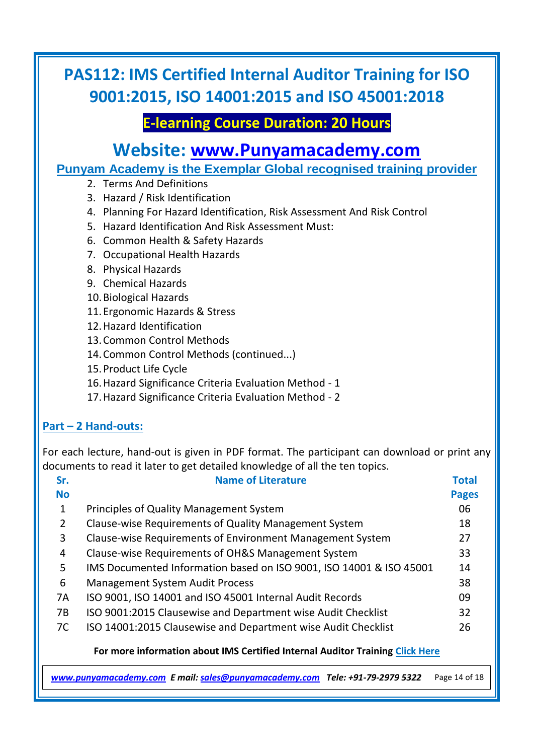# PAS112: IMS Certified Internal Auditor Training for ISO 9001:2015, ISO 14001:2015 and ISO 45001:2018

## E-learning Course Duration: 20 Hours

## Website: www.Punyamacademy.com

**Punyam Academy is the Exemplar Global recognised training provider**

2. Terms And Definitions
3. Hazard / Risk Identification
4. Planning For Hazard Identification, Risk Assessment And Risk Control
5. Hazard Identification And Risk Assessment Must:
6. Common Health & Safety Hazards
7. Occupational Health Hazards
8. Physical Hazards
9. Chemical Hazards
10. Biological Hazards
11. Ergonomic Hazards & Stress
12. Hazard Identification
13. Common Control Methods
14. Common Control Methods (continued...)
15. Product Life Cycle
16. Hazard Significance Criteria Evaluation Method - 1
17. Hazard Significance Criteria Evaluation Method - 2

### Part – 2 Hand-outs:

For each lecture, hand-out is given in PDF format. The participant can download or print any documents to read it later to get detailed knowledge of all the ten topics.

| Sr. No | Name of Literature | Total Pages |
|---|---|---|
| 1 | Principles of Quality Management System | 06 |
| 2 | Clause-wise Requirements of Quality Management System | 18 |
| 3 | Clause-wise Requirements of Environment Management System | 27 |
| 4 | Clause-wise Requirements of OH&S Management System | 33 |
| 5 | IMS Documented Information based on ISO 9001, ISO 14001 & ISO 45001 | 14 |
| 6 | Management System Audit Process | 38 |
| 7A | ISO 9001, ISO 14001 and ISO 45001 Internal Audit Records | 09 |
| 7B | ISO 9001:2015 Clausewise and Department wise Audit Checklist | 32 |
| 7C | ISO 14001:2015 Clausewise and Department wise Audit Checklist | 26 |

**For more information about IMS Certified Internal Auditor Training Click Here**

*www.punyamacademy.com* *E mail: sales@punyamacademy.com* *Tele: +91-79-2979 5322*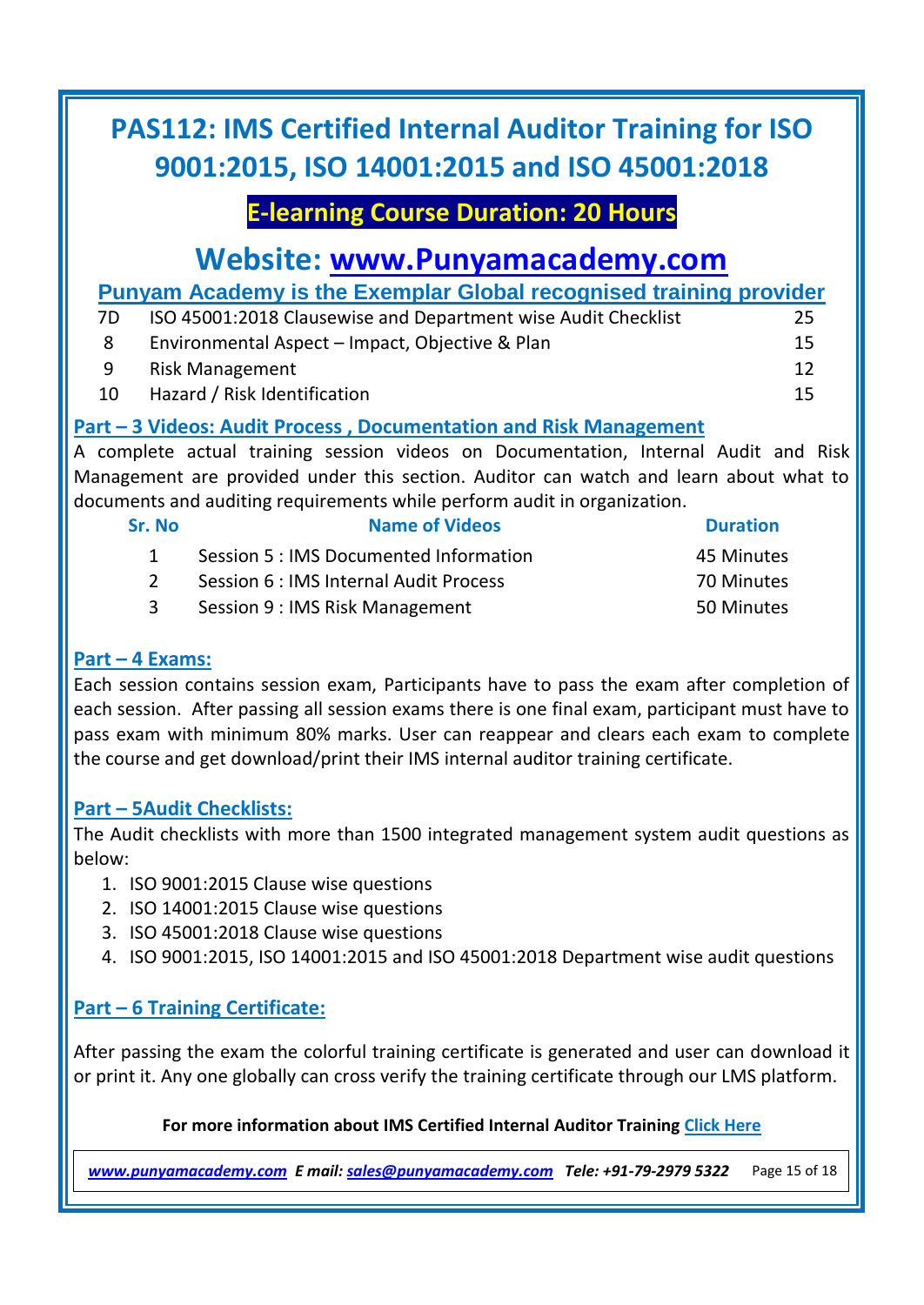# PAS112: IMS Certified Internal Auditor Training for ISO 9001:2015, ISO 14001:2015 and ISO 45001:2018

## E-learning Course Duration: 20 Hours

## Website: www.Punyamacademy.com

**Punyam Academy is the Exemplar Global recognised training provider**

| | | |
|---|---|---|
| 7D | ISO 45001:2018 Clausewise and Department wise Audit Checklist | 25 |
| 8 | Environmental Aspect – Impact, Objective & Plan | 15 |
| 9 | Risk Management | 12 |
| 10 | Hazard / Risk Identification | 15 |

### Part – 3 Videos: Audit Process , Documentation and Risk Management

A complete actual training session videos on Documentation, Internal Audit and Risk Management are provided under this section. Auditor can watch and learn about what to documents and auditing requirements while perform audit in organization.

| Sr. No | Name of Videos | Duration |
|---|---|---|
| 1 | Session 5 : IMS Documented Information | 45 Minutes |
| 2 | Session 6 : IMS Internal Audit Process | 70 Minutes |
| 3 | Session 9 : IMS Risk Management | 50 Minutes |

### Part – 4 Exams:

Each session contains session exam, Participants have to pass the exam after completion of each session. After passing all session exams there is one final exam, participant must have to pass exam with minimum 80% marks. User can reappear and clears each exam to complete the course and get download/print their IMS internal auditor training certificate.

### Part – 5Audit Checklists:

The Audit checklists with more than 1500 integrated management system audit questions as below:

1. ISO 9001:2015 Clause wise questions
2. ISO 14001:2015 Clause wise questions
3. ISO 45001:2018 Clause wise questions
4. ISO 9001:2015, ISO 14001:2015 and ISO 45001:2018 Department wise audit questions

### Part – 6 Training Certificate:

After passing the exam the colorful training certificate is generated and user can download it or print it. Any one globally can cross verify the training certificate through our LMS platform.

**For more information about IMS Certified Internal Auditor Training Click Here**

*www.punyamacademy.com* ***E mail:*** *sales@punyamacademy.com* ***Tele: +91-79-2979 5322***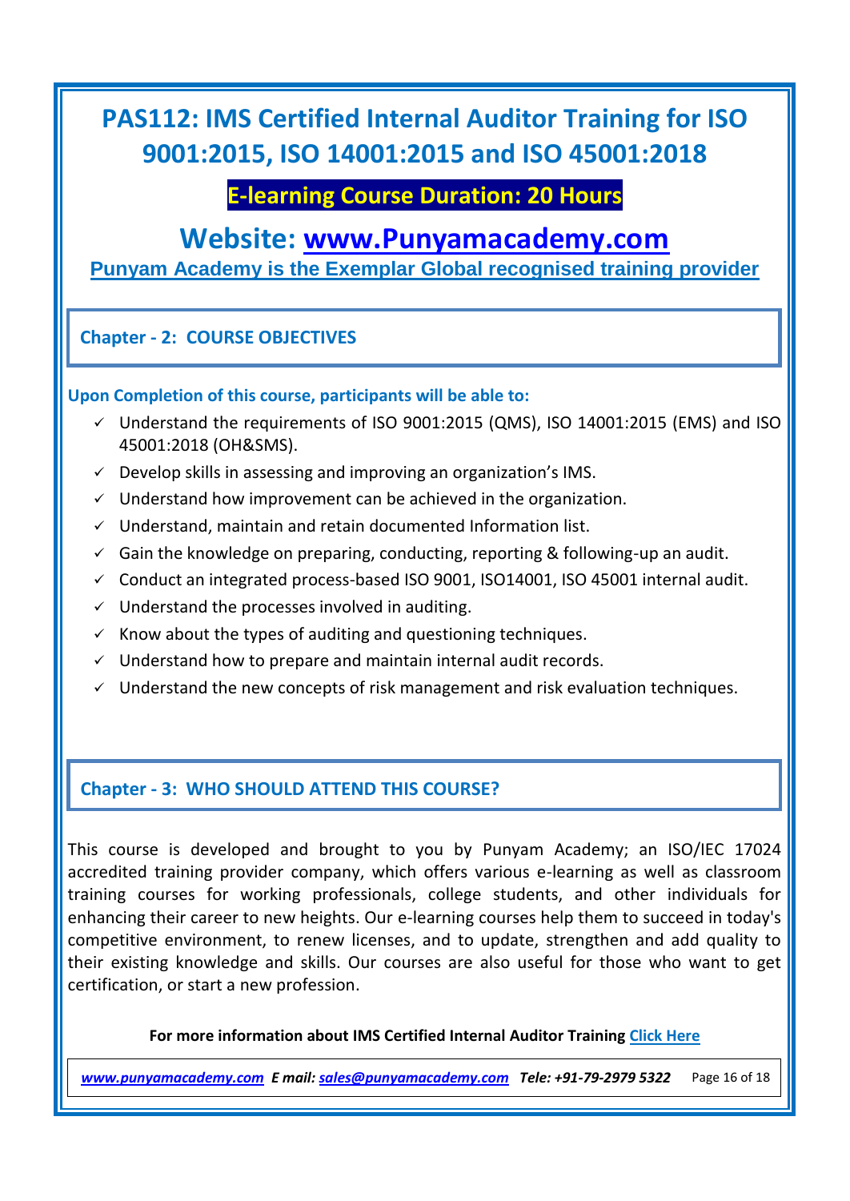# PAS112: IMS Certified Internal Auditor Training for ISO 9001:2015, ISO 14001:2015 and ISO 45001:2018

**E-learning Course Duration: 20 Hours**

## Website: [www.Punyamacademy.com](www.Punyamacademy.com)

**Punyam Academy is the Exemplar Global recognised training provider**

## Chapter - 2: COURSE OBJECTIVES

**Upon Completion of this course, participants will be able to:**

- ✓ Understand the requirements of ISO 9001:2015 (QMS), ISO 14001:2015 (EMS) and ISO 45001:2018 (OH&SMS).
- ✓ Develop skills in assessing and improving an organization's IMS.
- ✓ Understand how improvement can be achieved in the organization.
- ✓ Understand, maintain and retain documented Information list.
- ✓ Gain the knowledge on preparing, conducting, reporting & following-up an audit.
- ✓ Conduct an integrated process-based ISO 9001, ISO14001, ISO 45001 internal audit.
- ✓ Understand the processes involved in auditing.
- ✓ Know about the types of auditing and questioning techniques.
- ✓ Understand how to prepare and maintain internal audit records.
- ✓ Understand the new concepts of risk management and risk evaluation techniques.

## Chapter - 3: WHO SHOULD ATTEND THIS COURSE?

This course is developed and brought to you by Punyam Academy; an ISO/IEC 17024 accredited training provider company, which offers various e-learning as well as classroom training courses for working professionals, college students, and other individuals for enhancing their career to new heights. Our e-learning courses help them to succeed in today's competitive environment, to renew licenses, and to update, strengthen and add quality to their existing knowledge and skills. Our courses are also useful for those who want to get certification, or start a new profession.

**For more information about IMS Certified Internal Auditor Training Click Here**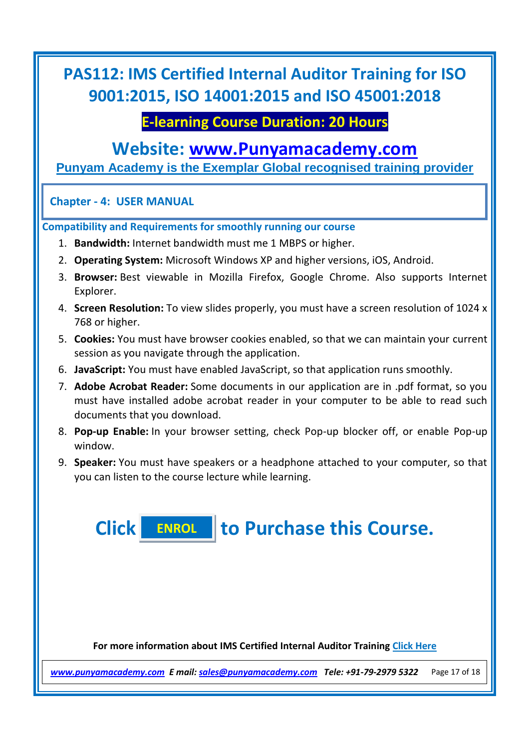# PAS112: IMS Certified Internal Auditor Training for ISO 9001:2015, ISO 14001:2015 and ISO 45001:2018

**E-learning Course Duration: 20 Hours**

## Website: www.Punyamacademy.com

**Punyam Academy is the Exemplar Global recognised training provider**

### Chapter - 4: USER MANUAL

**Compatibility and Requirements for smoothly running our course**

1. **Bandwidth:** Internet bandwidth must me 1 MBPS or higher.
2. **Operating System:** Microsoft Windows XP and higher versions, iOS, Android.
3. **Browser:** Best viewable in Mozilla Firefox, Google Chrome. Also supports Internet Explorer.
4. **Screen Resolution:** To view slides properly, you must have a screen resolution of 1024 x 768 or higher.
5. **Cookies:** You must have browser cookies enabled, so that we can maintain your current session as you navigate through the application.
6. **JavaScript:** You must have enabled JavaScript, so that application runs smoothly.
7. **Adobe Acrobat Reader:** Some documents in our application are in .pdf format, so you must have installed adobe acrobat reader in your computer to be able to read such documents that you download.
8. **Pop-up Enable:** In your browser setting, check Pop-up blocker off, or enable Pop-up window.
9. **Speaker:** You must have speakers or a headphone attached to your computer, so that you can listen to the course lecture while learning.

## Click ENROL to Purchase this Course.

**For more information about IMS Certified Internal Auditor Training Click Here**

*www.punyamacademy.com* ***E mail:*** *sales@punyamacademy.com* ***Tele: +91-79-2979 5322***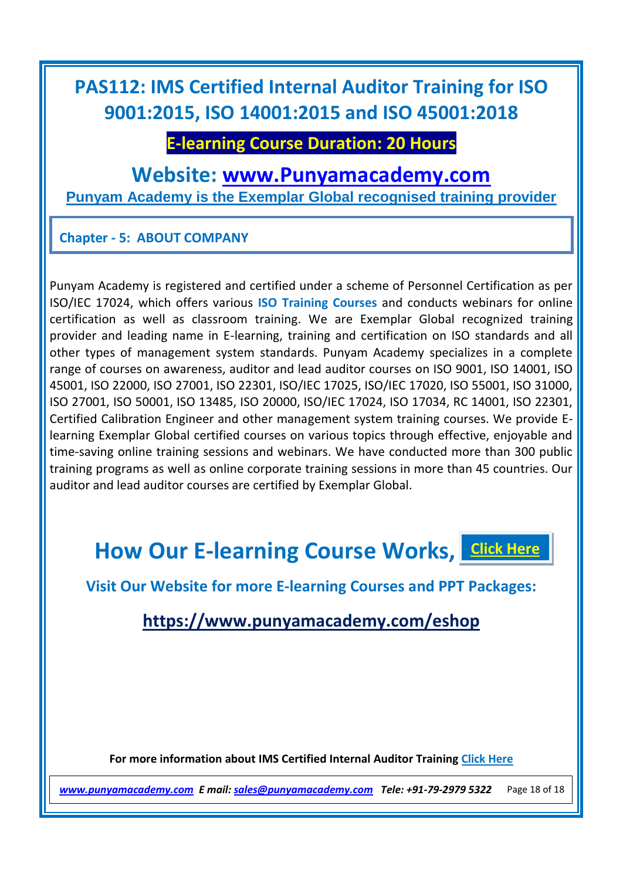# PAS112: IMS Certified Internal Auditor Training for ISO 9001:2015, ISO 14001:2015 and ISO 45001:2018

**E-learning Course Duration: 20 Hours**

## Website: www.Punyamacademy.com

**Punyam Academy is the Exemplar Global recognised training provider**

### Chapter - 5: ABOUT COMPANY

Punyam Academy is registered and certified under a scheme of Personnel Certification as per ISO/IEC 17024, which offers various **ISO Training Courses** and conducts webinars for online certification as well as classroom training. We are Exemplar Global recognized training provider and leading name in E-learning, training and certification on ISO standards and all other types of management system standards. Punyam Academy specializes in a complete range of courses on awareness, auditor and lead auditor courses on ISO 9001, ISO 14001, ISO 45001, ISO 22000, ISO 27001, ISO 22301, ISO/IEC 17025, ISO/IEC 17020, ISO 55001, ISO 31000, ISO 27001, ISO 50001, ISO 13485, ISO 20000, ISO/IEC 17024, ISO 17034, RC 14001, ISO 22301, Certified Calibration Engineer and other management system training courses. We provide E-learning Exemplar Global certified courses on various topics through effective, enjoyable and time-saving online training sessions and webinars. We have conducted more than 300 public training programs as well as online corporate training sessions in more than 45 countries. Our auditor and lead auditor courses are certified by Exemplar Global.

## How Our E-learning Course Works, Click Here

**Visit Our Website for more E-learning Courses and PPT Packages:**

**https://www.punyamacademy.com/eshop**

**For more information about IMS Certified Internal Auditor Training Click Here**

*www.punyamacademy.com* ***E mail: sales@punyamacademy.com Tele: +91-79-2979 5322***